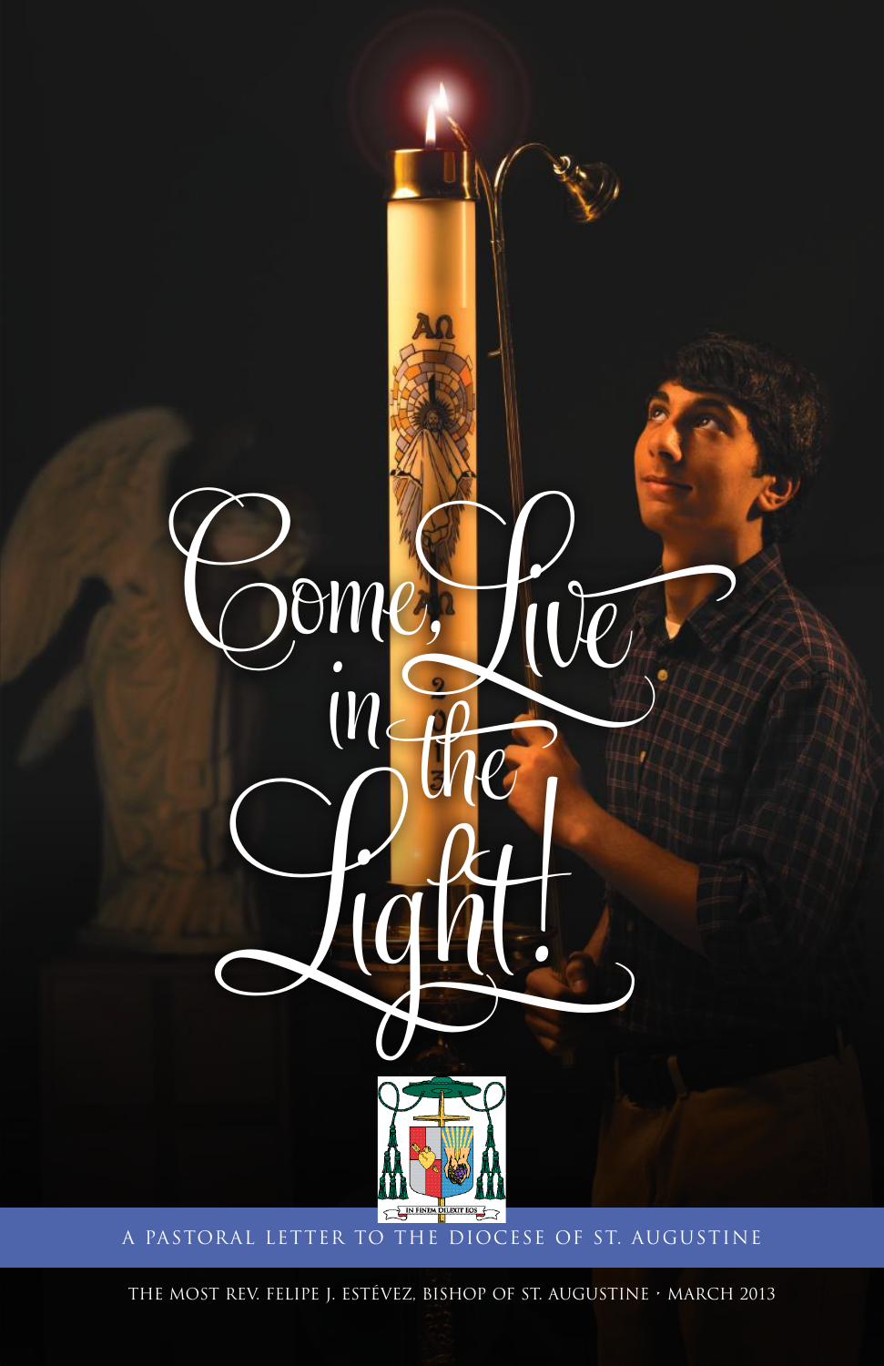# Come, Live in the Light!

IN FINEM DILEXIT EOS

A PASTORAL LETTER TO THE DIOCESE OF ST. AUGUSTINE

THE MOST REV. FELIPE J. ESTÉVEZ, BISHOP OF ST. AUGUSTINE · MARCH 2013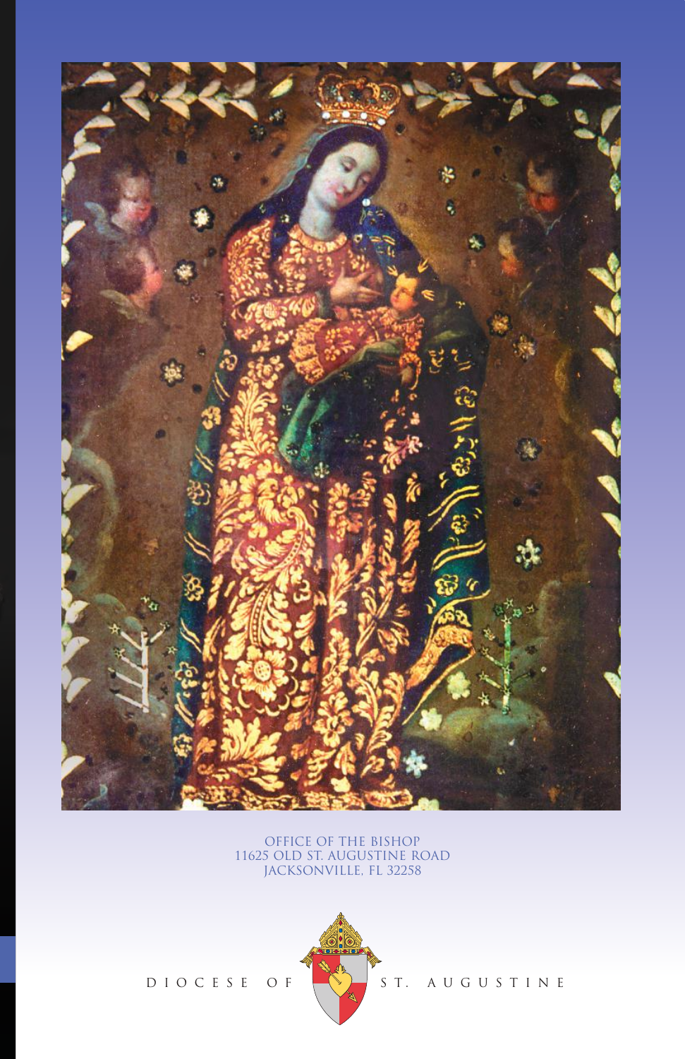OFFICE OF THE BISHOP
11625 OLD ST. AUGUSTINE ROAD
JACKSONVILLE, FL 32258

DIOCESE OF ST. AUGUSTINE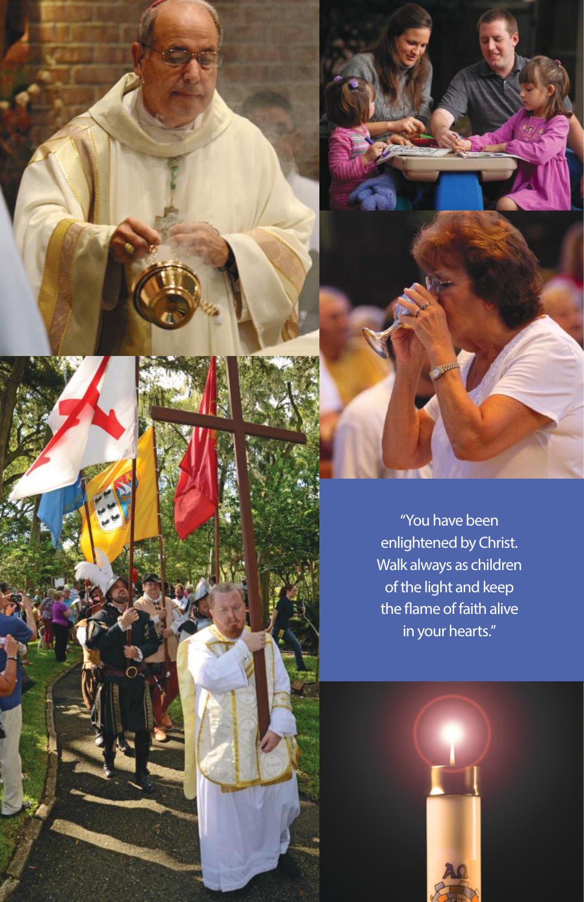"You have been enlightened by Christ. Walk always as children of the light and keep the flame of faith alive in your hearts."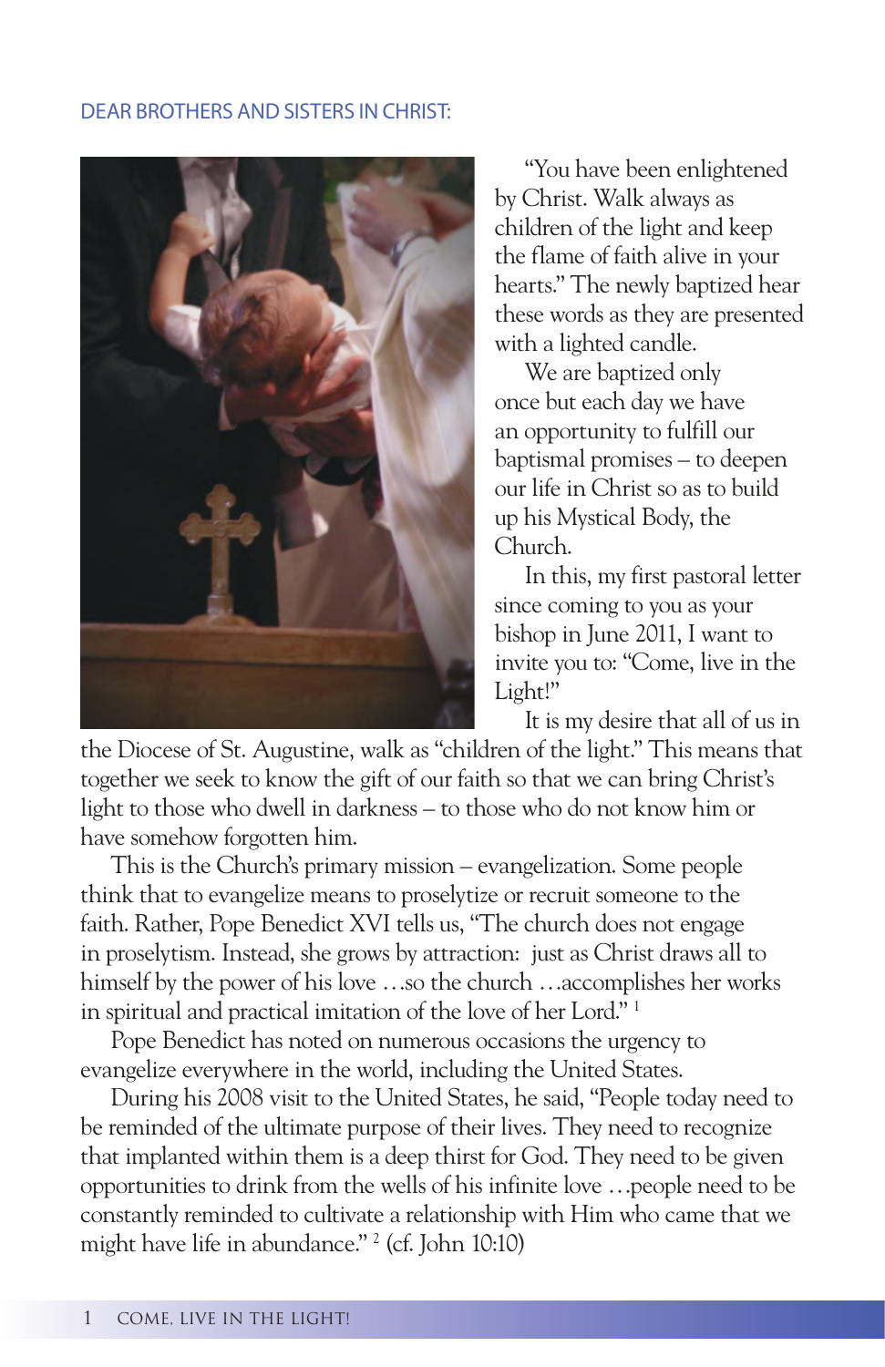DEAR BROTHERS AND SISTERS IN CHRIST:

"You have been enlightened by Christ. Walk always as children of the light and keep the flame of faith alive in your hearts." The newly baptized hear these words as they are presented with a lighted candle.

We are baptized only once but each day we have an opportunity to fulfill our baptismal promises – to deepen our life in Christ so as to build up his Mystical Body, the Church.

In this, my first pastoral letter since coming to you as your bishop in June 2011, I want to invite you to: "Come, live in the Light!"

It is my desire that all of us in the Diocese of St. Augustine, walk as "children of the light." This means that together we seek to know the gift of our faith so that we can bring Christ's light to those who dwell in darkness – to those who do not know him or have somehow forgotten him.

This is the Church's primary mission – evangelization. Some people think that to evangelize means to proselytize or recruit someone to the faith. Rather, Pope Benedict XVI tells us, "The church does not engage in proselytism. Instead, she grows by attraction: just as Christ draws all to himself by the power of his love …so the church …accomplishes her works in spiritual and practical imitation of the love of her Lord." [1]

Pope Benedict has noted on numerous occasions the urgency to evangelize everywhere in the world, including the United States.

During his 2008 visit to the United States, he said, "People today need to be reminded of the ultimate purpose of their lives. They need to recognize that implanted within them is a deep thirst for God. They need to be given opportunities to drink from the wells of his infinite love …people need to be constantly reminded to cultivate a relationship with Him who came that we might have life in abundance." [2] (cf. John 10:10)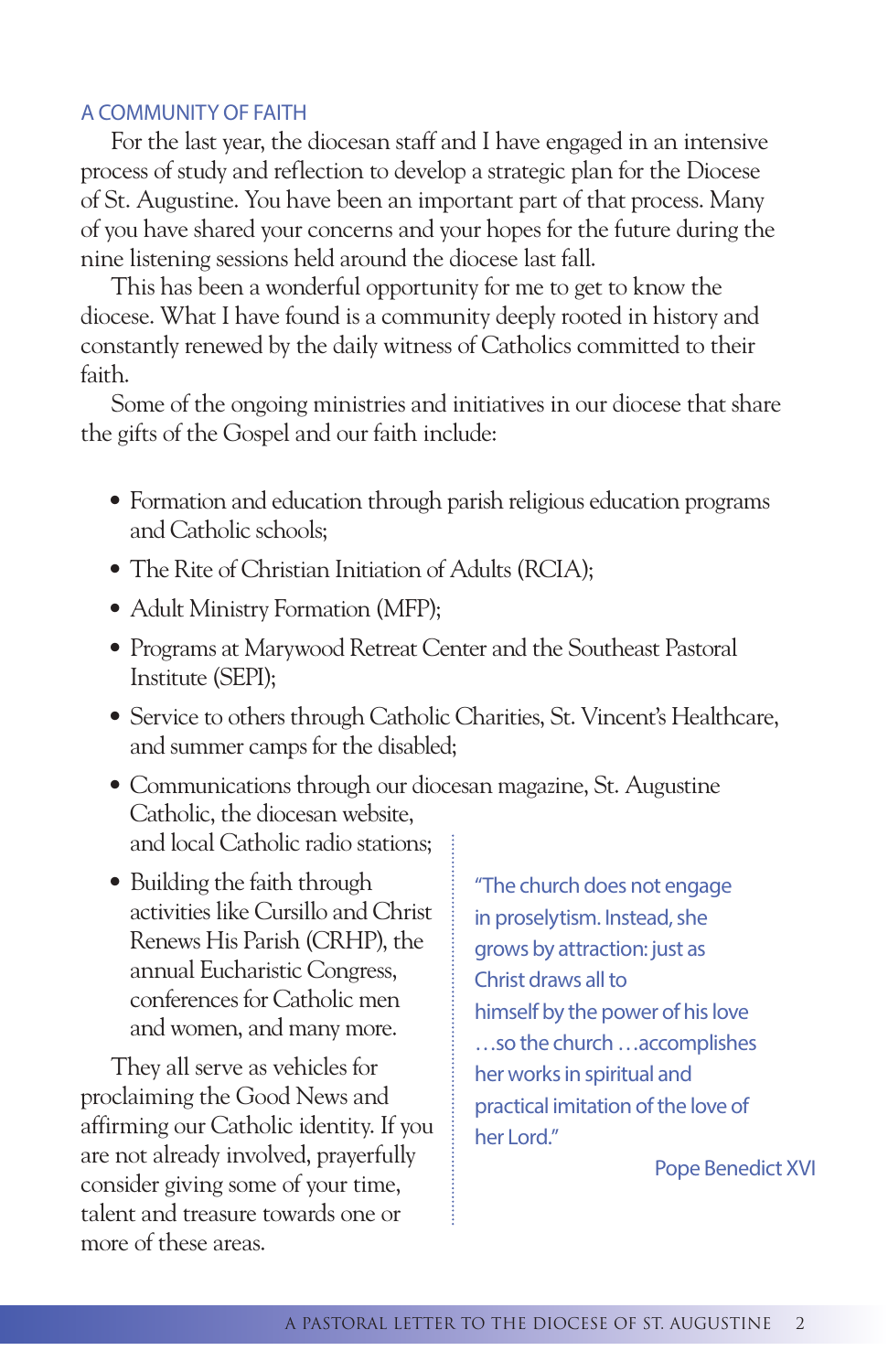## A COMMUNITY OF FAITH

For the last year, the diocesan staff and I have engaged in an intensive process of study and reflection to develop a strategic plan for the Diocese of St. Augustine. You have been an important part of that process. Many of you have shared your concerns and your hopes for the future during the nine listening sessions held around the diocese last fall.

This has been a wonderful opportunity for me to get to know the diocese. What I have found is a community deeply rooted in history and constantly renewed by the daily witness of Catholics committed to their faith.

Some of the ongoing ministries and initiatives in our diocese that share the gifts of the Gospel and our faith include:

- Formation and education through parish religious education programs and Catholic schools;
- The Rite of Christian Initiation of Adults (RCIA);
- Adult Ministry Formation (MFP);
- Programs at Marywood Retreat Center and the Southeast Pastoral Institute (SEPI);
- Service to others through Catholic Charities, St. Vincent's Healthcare, and summer camps for the disabled;
- Communications through our diocesan magazine, St. Augustine Catholic, the diocesan website, and local Catholic radio stations;
- Building the faith through activities like Cursillo and Christ Renews His Parish (CRHP), the annual Eucharistic Congress, conferences for Catholic men and women, and many more.

They all serve as vehicles for proclaiming the Good News and affirming our Catholic identity. If you are not already involved, prayerfully consider giving some of your time, talent and treasure towards one or more of these areas.

> "The church does not engage in proselytism. Instead, she grows by attraction: just as Christ draws all to himself by the power of his love …so the church …accomplishes her works in spiritual and practical imitation of the love of her Lord."
>
> Pope Benedict XVI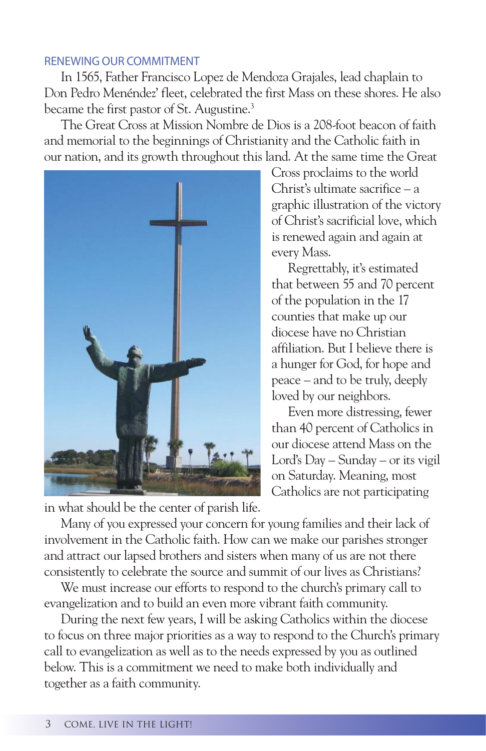## RENEWING OUR COMMITMENT

In 1565, Father Francisco Lopez de Mendoza Grajales, lead chaplain to Don Pedro Menéndez' fleet, celebrated the first Mass on these shores. He also became the first pastor of St. Augustine.[3]

The Great Cross at Mission Nombre de Dios is a 208-foot beacon of faith and memorial to the beginnings of Christianity and the Catholic faith in our nation, and its growth throughout this land. At the same time the Great Cross proclaims to the world Christ's ultimate sacrifice – a graphic illustration of the victory of Christ's sacrificial love, which is renewed again and again at every Mass.

Regrettably, it's estimated that between 55 and 70 percent of the population in the 17 counties that make up our diocese have no Christian affiliation. But I believe there is a hunger for God, for hope and peace – and to be truly, deeply loved by our neighbors.

Even more distressing, fewer than 40 percent of Catholics in our diocese attend Mass on the Lord's Day – Sunday – or its vigil on Saturday. Meaning, most Catholics are not participating in what should be the center of parish life.

Many of you expressed your concern for young families and their lack of involvement in the Catholic faith. How can we make our parishes stronger and attract our lapsed brothers and sisters when many of us are not there consistently to celebrate the source and summit of our lives as Christians?

We must increase our efforts to respond to the church's primary call to evangelization and to build an even more vibrant faith community.

During the next few years, I will be asking Catholics within the diocese to focus on three major priorities as a way to respond to the Church's primary call to evangelization as well as to the needs expressed by you as outlined below. This is a commitment we need to make both individually and together as a faith community.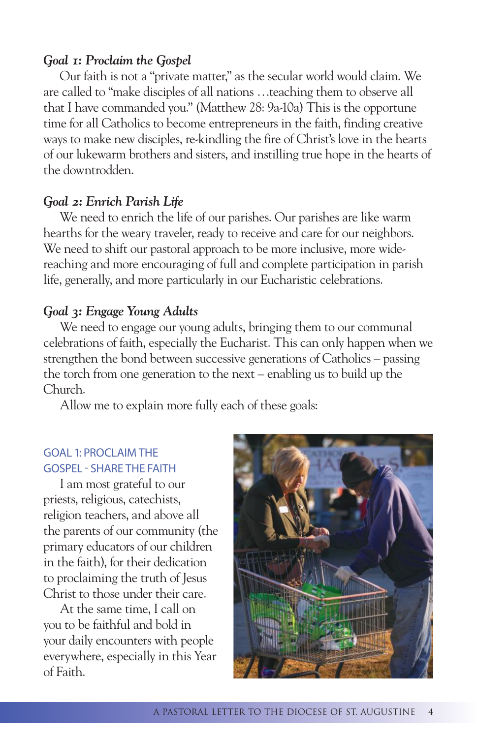***Goal 1: Proclaim the Gospel***

Our faith is not a "private matter," as the secular world would claim. We are called to "make disciples of all nations …teaching them to observe all that I have commanded you." (Matthew 28: 9a-10a) This is the opportune time for all Catholics to become entrepreneurs in the faith, finding creative ways to make new disciples, re-kindling the fire of Christ's love in the hearts of our lukewarm brothers and sisters, and instilling true hope in the hearts of the downtrodden.

***Goal 2: Enrich Parish Life***

We need to enrich the life of our parishes. Our parishes are like warm hearths for the weary traveler, ready to receive and care for our neighbors. We need to shift our pastoral approach to be more inclusive, more wide-reaching and more encouraging of full and complete participation in parish life, generally, and more particularly in our Eucharistic celebrations.

***Goal 3: Engage Young Adults***

We need to engage our young adults, bringing them to our communal celebrations of faith, especially the Eucharist. This can only happen when we strengthen the bond between successive generations of Catholics – passing the torch from one generation to the next – enabling us to build up the Church.

Allow me to explain more fully each of these goals:

## GOAL 1: PROCLAIM THE GOSPEL - SHARE THE FAITH

I am most grateful to our priests, religious, catechists, religion teachers, and above all the parents of our community (the primary educators of our children in the faith), for their dedication to proclaiming the truth of Jesus Christ to those under their care.

At the same time, I call on you to be faithful and bold in your daily encounters with people everywhere, especially in this Year of Faith.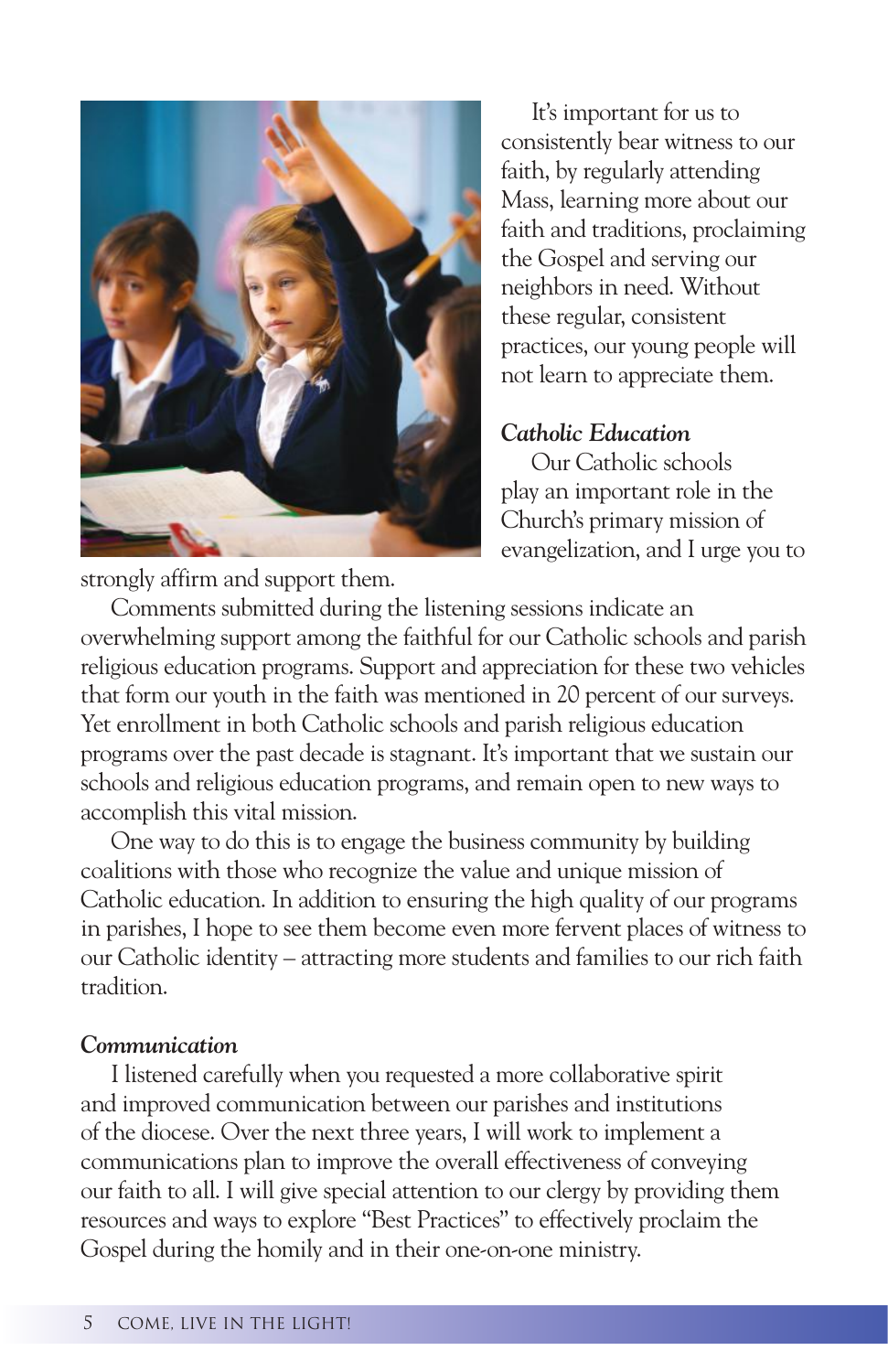It's important for us to consistently bear witness to our faith, by regularly attending Mass, learning more about our faith and traditions, proclaiming the Gospel and serving our neighbors in need. Without these regular, consistent practices, our young people will not learn to appreciate them.

### *Catholic Education*

Our Catholic schools play an important role in the Church's primary mission of evangelization, and I urge you to strongly affirm and support them.

Comments submitted during the listening sessions indicate an overwhelming support among the faithful for our Catholic schools and parish religious education programs. Support and appreciation for these two vehicles that form our youth in the faith was mentioned in 20 percent of our surveys. Yet enrollment in both Catholic schools and parish religious education programs over the past decade is stagnant. It's important that we sustain our schools and religious education programs, and remain open to new ways to accomplish this vital mission.

One way to do this is to engage the business community by building coalitions with those who recognize the value and unique mission of Catholic education. In addition to ensuring the high quality of our programs in parishes, I hope to see them become even more fervent places of witness to our Catholic identity – attracting more students and families to our rich faith tradition.

### *Communication*

I listened carefully when you requested a more collaborative spirit and improved communication between our parishes and institutions of the diocese. Over the next three years, I will work to implement a communications plan to improve the overall effectiveness of conveying our faith to all. I will give special attention to our clergy by providing them resources and ways to explore "Best Practices" to effectively proclaim the Gospel during the homily and in their one-on-one ministry.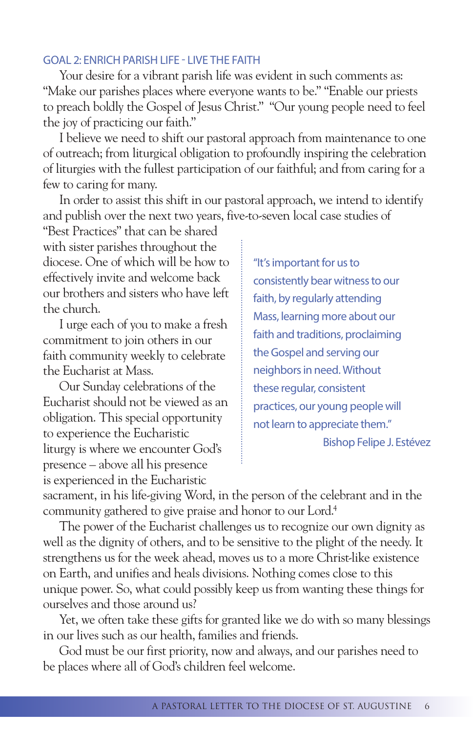## GOAL 2: ENRICH PARISH LIFE - LIVE THE FAITH

Your desire for a vibrant parish life was evident in such comments as: "Make our parishes places where everyone wants to be." "Enable our priests to preach boldly the Gospel of Jesus Christ." "Our young people need to feel the joy of practicing our faith."

I believe we need to shift our pastoral approach from maintenance to one of outreach; from liturgical obligation to profoundly inspiring the celebration of liturgies with the fullest participation of our faithful; and from caring for a few to caring for many.

In order to assist this shift in our pastoral approach, we intend to identify and publish over the next two years, five-to-seven local case studies of "Best Practices" that can be shared with sister parishes throughout the diocese. One of which will be how to effectively invite and welcome back our brothers and sisters who have left the church.

I urge each of you to make a fresh commitment to join others in our faith community weekly to celebrate the Eucharist at Mass.

Our Sunday celebrations of the Eucharist should not be viewed as an obligation. This special opportunity to experience the Eucharistic liturgy is where we encounter God's presence – above all his presence is experienced in the Eucharistic sacrament, in his life-giving Word, in the person of the celebrant and in the community gathered to give praise and honor to our Lord.[4]

> "It's important for us to consistently bear witness to our faith, by regularly attending Mass, learning more about our faith and traditions, proclaiming the Gospel and serving our neighbors in need. Without these regular, consistent practices, our young people will not learn to appreciate them."
>
> Bishop Felipe J. Estévez

The power of the Eucharist challenges us to recognize our own dignity as well as the dignity of others, and to be sensitive to the plight of the needy. It strengthens us for the week ahead, moves us to a more Christ-like existence on Earth, and unifies and heals divisions. Nothing comes close to this unique power. So, what could possibly keep us from wanting these things for ourselves and those around us?

Yet, we often take these gifts for granted like we do with so many blessings in our lives such as our health, families and friends.

God must be our first priority, now and always, and our parishes need to be places where all of God's children feel welcome.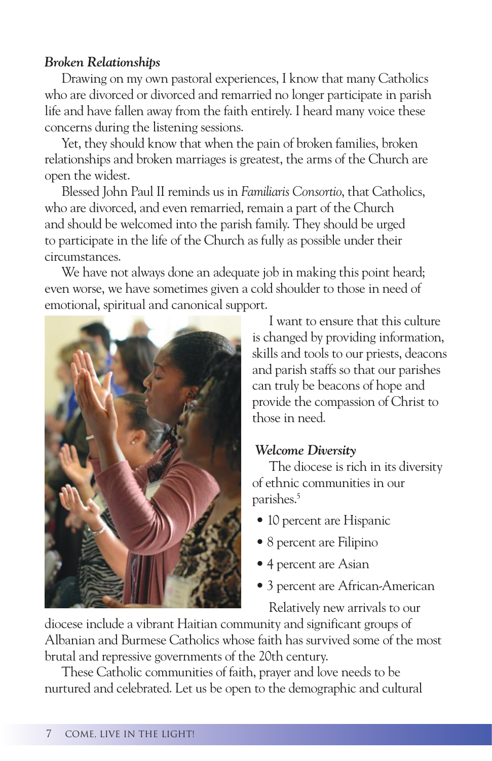### *Broken Relationships*

Drawing on my own pastoral experiences, I know that many Catholics who are divorced or divorced and remarried no longer participate in parish life and have fallen away from the faith entirely. I heard many voice these concerns during the listening sessions.

Yet, they should know that when the pain of broken families, broken relationships and broken marriages is greatest, the arms of the Church are open the widest.

Blessed John Paul II reminds us in *Familiaris Consortio*, that Catholics, who are divorced, and even remarried, remain a part of the Church and should be welcomed into the parish family. They should be urged to participate in the life of the Church as fully as possible under their circumstances.

We have not always done an adequate job in making this point heard; even worse, we have sometimes given a cold shoulder to those in need of emotional, spiritual and canonical support.

I want to ensure that this culture is changed by providing information, skills and tools to our priests, deacons and parish staffs so that our parishes can truly be beacons of hope and provide the compassion of Christ to those in need.

### *Welcome Diversity*

The diocese is rich in its diversity of ethnic communities in our parishes.[5]

- 10 percent are Hispanic
- 8 percent are Filipino
- 4 percent are Asian
- 3 percent are African-American

Relatively new arrivals to our diocese include a vibrant Haitian community and significant groups of Albanian and Burmese Catholics whose faith has survived some of the most brutal and repressive governments of the 20th century.

These Catholic communities of faith, prayer and love needs to be nurtured and celebrated. Let us be open to the demographic and cultural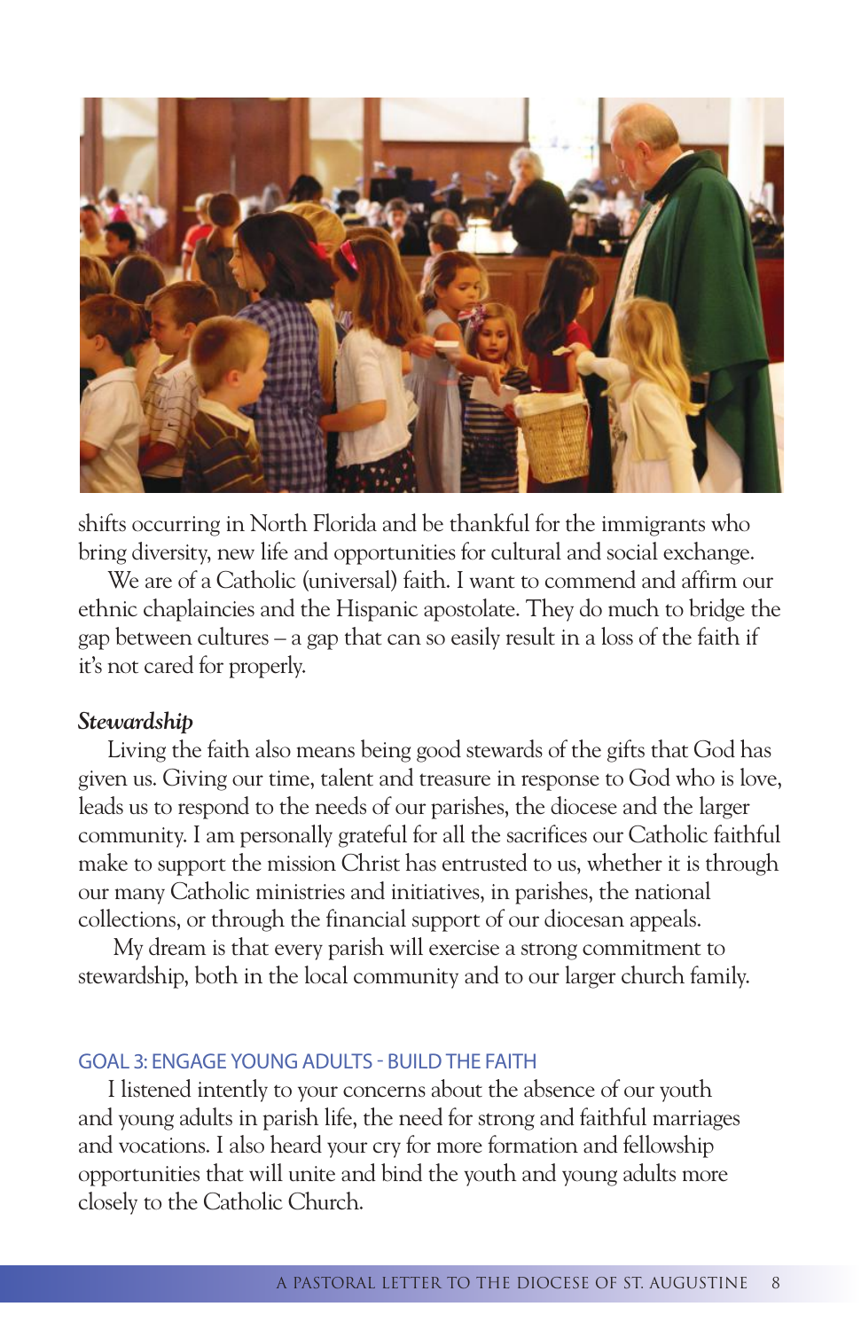shifts occurring in North Florida and be thankful for the immigrants who bring diversity, new life and opportunities for cultural and social exchange.

We are of a Catholic (universal) faith. I want to commend and affirm our ethnic chaplaincies and the Hispanic apostolate. They do much to bridge the gap between cultures – a gap that can so easily result in a loss of the faith if it's not cared for properly.

### *Stewardship*

Living the faith also means being good stewards of the gifts that God has given us. Giving our time, talent and treasure in response to God who is love, leads us to respond to the needs of our parishes, the diocese and the larger community. I am personally grateful for all the sacrifices our Catholic faithful make to support the mission Christ has entrusted to us, whether it is through our many Catholic ministries and initiatives, in parishes, the national collections, or through the financial support of our diocesan appeals.

My dream is that every parish will exercise a strong commitment to stewardship, both in the local community and to our larger church family.

## GOAL 3: ENGAGE YOUNG ADULTS - BUILD THE FAITH

I listened intently to your concerns about the absence of our youth and young adults in parish life, the need for strong and faithful marriages and vocations. I also heard your cry for more formation and fellowship opportunities that will unite and bind the youth and young adults more closely to the Catholic Church.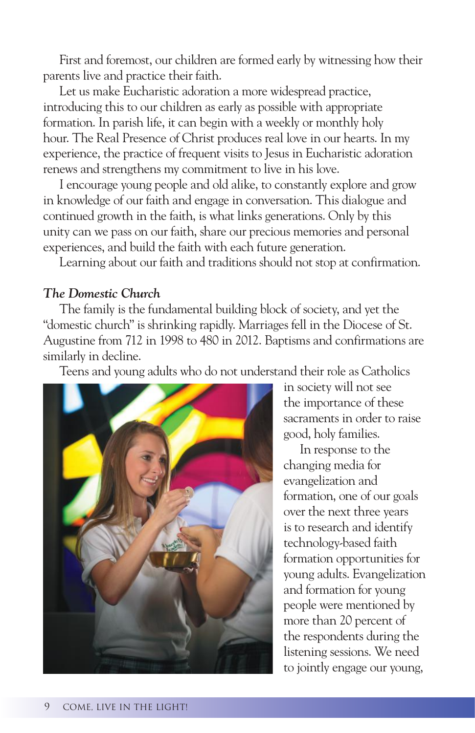First and foremost, our children are formed early by witnessing how their parents live and practice their faith.

Let us make Eucharistic adoration a more widespread practice, introducing this to our children as early as possible with appropriate formation. In parish life, it can begin with a weekly or monthly holy hour. The Real Presence of Christ produces real love in our hearts. In my experience, the practice of frequent visits to Jesus in Eucharistic adoration renews and strengthens my commitment to live in his love.

I encourage young people and old alike, to constantly explore and grow in knowledge of our faith and engage in conversation. This dialogue and continued growth in the faith, is what links generations. Only by this unity can we pass on our faith, share our precious memories and personal experiences, and build the faith with each future generation.

Learning about our faith and traditions should not stop at confirmation.

### *The Domestic Church*

The family is the fundamental building block of society, and yet the "domestic church" is shrinking rapidly. Marriages fell in the Diocese of St. Augustine from 712 in 1998 to 480 in 2012. Baptisms and confirmations are similarly in decline.

Teens and young adults who do not understand their role as Catholics in society will not see the importance of these sacraments in order to raise good, holy families.

In response to the changing media for evangelization and formation, one of our goals over the next three years is to research and identify technology-based faith formation opportunities for young adults. Evangelization and formation for young people were mentioned by more than 20 percent of the respondents during the listening sessions. We need to jointly engage our young,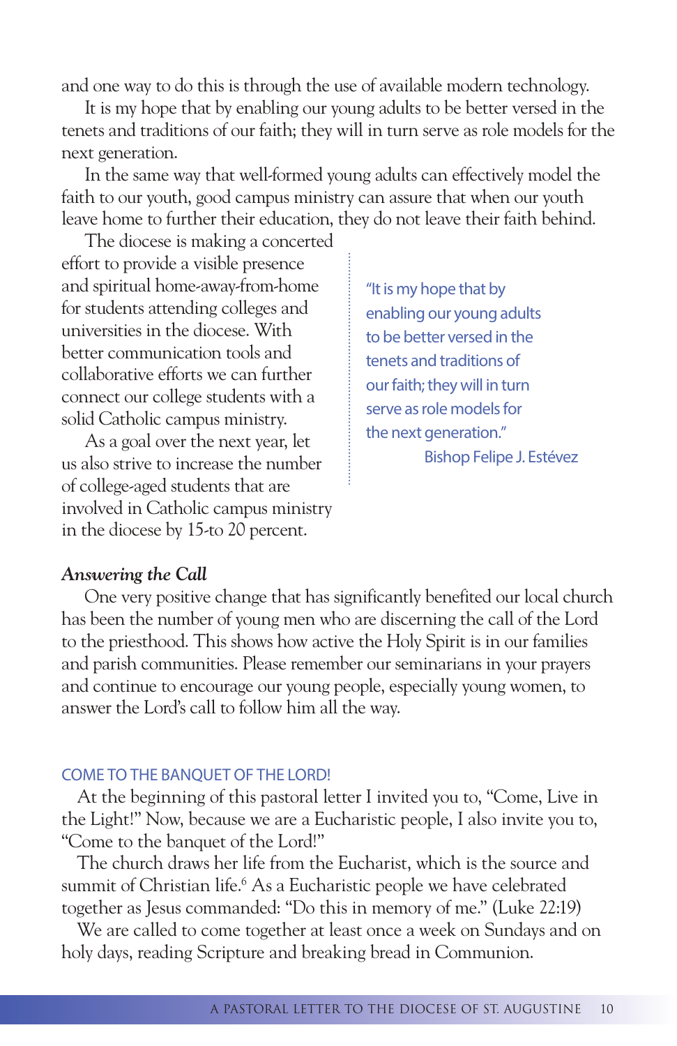and one way to do this is through the use of available modern technology.

It is my hope that by enabling our young adults to be better versed in the tenets and traditions of our faith; they will in turn serve as role models for the next generation.

In the same way that well-formed young adults can effectively model the faith to our youth, good campus ministry can assure that when our youth leave home to further their education, they do not leave their faith behind.

The diocese is making a concerted effort to provide a visible presence and spiritual home-away-from-home for students attending colleges and universities in the diocese. With better communication tools and collaborative efforts we can further connect our college students with a solid Catholic campus ministry.

As a goal over the next year, let us also strive to increase the number of college-aged students that are involved in Catholic campus ministry in the diocese by 15-to 20 percent.

> "It is my hope that by enabling our young adults to be better versed in the tenets and traditions of our faith; they will in turn serve as role models for the next generation."
>
> Bishop Felipe J. Estévez

### *Answering the Call*

One very positive change that has significantly benefited our local church has been the number of young men who are discerning the call of the Lord to the priesthood. This shows how active the Holy Spirit is in our families and parish communities. Please remember our seminarians in your prayers and continue to encourage our young people, especially young women, to answer the Lord's call to follow him all the way.

## COME TO THE BANQUET OF THE LORD!

At the beginning of this pastoral letter I invited you to, "Come, Live in the Light!" Now, because we are a Eucharistic people, I also invite you to, "Come to the banquet of the Lord!"

The church draws her life from the Eucharist, which is the source and summit of Christian life.[6] As a Eucharistic people we have celebrated together as Jesus commanded: "Do this in memory of me." (Luke 22:19)

We are called to come together at least once a week on Sundays and on holy days, reading Scripture and breaking bread in Communion.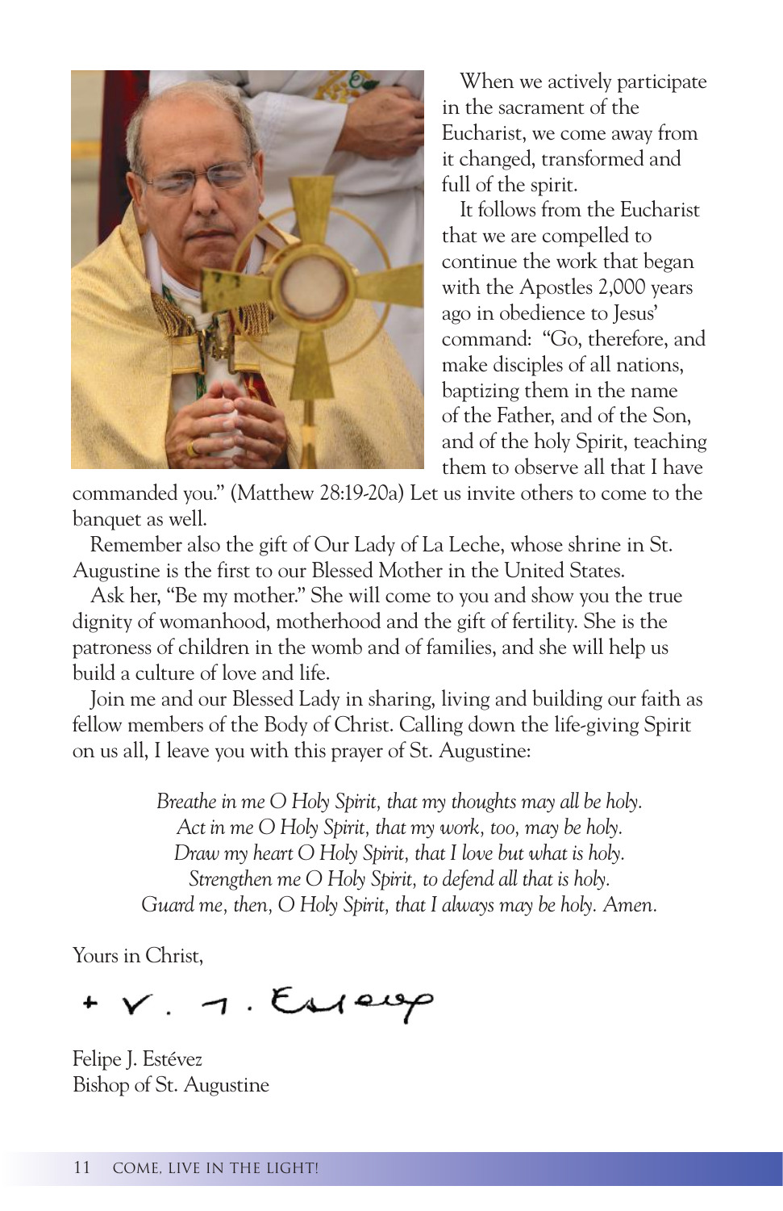When we actively participate in the sacrament of the Eucharist, we come away from it changed, transformed and full of the spirit.

It follows from the Eucharist that we are compelled to continue the work that began with the Apostles 2,000 years ago in obedience to Jesus' command: "Go, therefore, and make disciples of all nations, baptizing them in the name of the Father, and of the Son, and of the holy Spirit, teaching them to observe all that I have commanded you." (Matthew 28:19-20a) Let us invite others to come to the banquet as well.

Remember also the gift of Our Lady of La Leche, whose shrine in St. Augustine is the first to our Blessed Mother in the United States.

Ask her, "Be my mother." She will come to you and show you the true dignity of womanhood, motherhood and the gift of fertility. She is the patroness of children in the womb and of families, and she will help us build a culture of love and life.

Join me and our Blessed Lady in sharing, living and building our faith as fellow members of the Body of Christ. Calling down the life-giving Spirit on us all, I leave you with this prayer of St. Augustine:

*Breathe in me O Holy Spirit, that my thoughts may all be holy.*
*Act in me O Holy Spirit, that my work, too, may be holy.*
*Draw my heart O Holy Spirit, that I love but what is holy.*
*Strengthen me O Holy Spirit, to defend all that is holy.*
*Guard me, then, O Holy Spirit, that I always may be holy. Amen.*

Yours in Christ,

+ F. J. Estévez

Felipe J. Estévez
Bishop of St. Augustine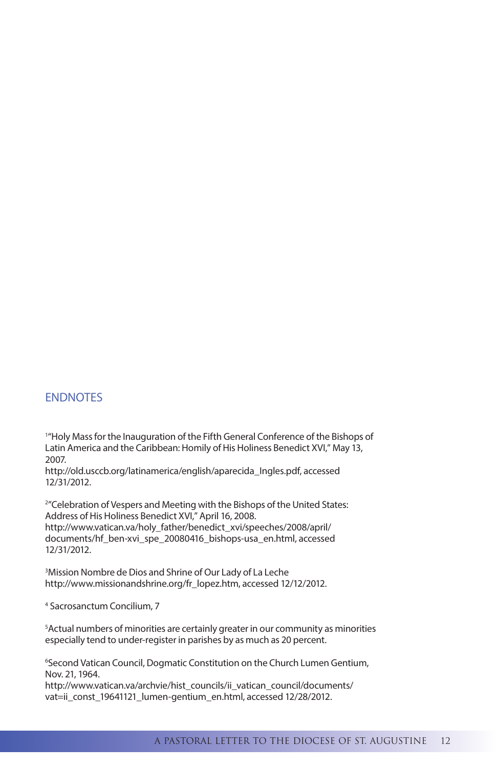## ENDNOTES

[1]"Holy Mass for the Inauguration of the Fifth General Conference of the Bishops of Latin America and the Caribbean: Homily of His Holiness Benedict XVI," May 13, 2007.
http://old.usccb.org/latinamerica/english/aparecida_Ingles.pdf, accessed 12/31/2012.

[2]"Celebration of Vespers and Meeting with the Bishops of the United States: Address of His Holiness Benedict XVI," April 16, 2008.
http://www.vatican.va/holy_father/benedict_xvi/speeches/2008/april/documents/hf_ben-xvi_spe_20080416_bishops-usa_en.html, accessed 12/31/2012.

[3]Mission Nombre de Dios and Shrine of Our Lady of La Leche
http://www.missionandshrine.org/fr_lopez.htm, accessed 12/12/2012.

[4] Sacrosanctum Concilium, 7

[5]Actual numbers of minorities are certainly greater in our community as minorities especially tend to under-register in parishes by as much as 20 percent.

[6]Second Vatican Council, Dogmatic Constitution on the Church Lumen Gentium, Nov. 21, 1964.
http://www.vatican.va/archvie/hist_councils/ii_vatican_council/documents/vat=ii_const_19641121_lumen-gentium_en.html, accessed 12/28/2012.